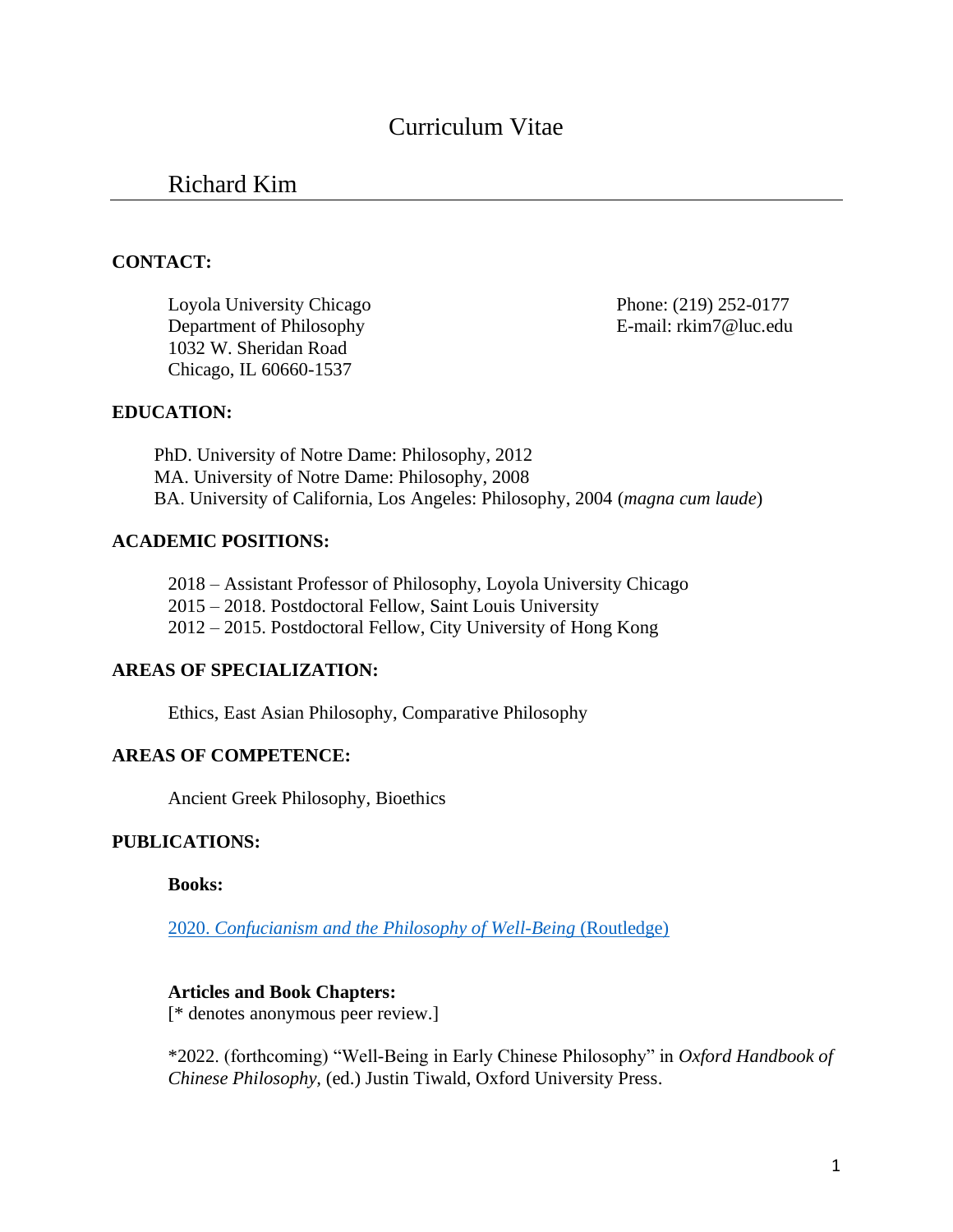# Curriculum Vitae

## Richard Kim

**CONTACT:**

Loyola University Chicago
Department of Philosophy
1032 W. Sheridan Road
Chicago, IL 60660-1537

Phone: (219) 252-0177
E-mail: rkim7@luc.edu

**EDUCATION:**

PhD. University of Notre Dame: Philosophy, 2012
MA. University of Notre Dame: Philosophy, 2008
BA. University of California, Los Angeles: Philosophy, 2004 (*magna cum laude*)

**ACADEMIC POSITIONS:**

2018 – Assistant Professor of Philosophy, Loyola University Chicago
2015 – 2018. Postdoctoral Fellow, Saint Louis University
2012 – 2015. Postdoctoral Fellow, City University of Hong Kong

**AREAS OF SPECIALIZATION:**

Ethics, East Asian Philosophy, Comparative Philosophy

**AREAS OF COMPETENCE:**

Ancient Greek Philosophy, Bioethics

**PUBLICATIONS:**

**Books:**

2020. *Confucianism and the Philosophy of Well-Being* (Routledge)

**Articles and Book Chapters:**
[* denotes anonymous peer review.]

*2022. (forthcoming) "Well-Being in Early Chinese Philosophy" in *Oxford Handbook of Chinese Philosophy,* (ed.) Justin Tiwald, Oxford University Press.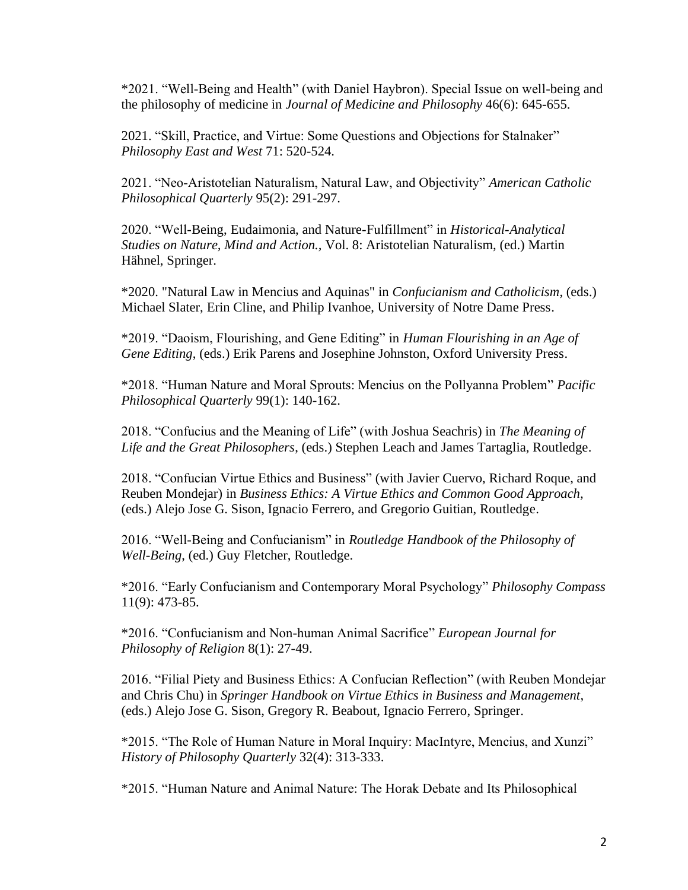*2021. “Well-Being and Health” (with Daniel Haybron). Special Issue on well-being and the philosophy of medicine in *Journal of Medicine and Philosophy* 46(6): 645-655.

2021. “Skill, Practice, and Virtue: Some Questions and Objections for Stalnaker” *Philosophy East and West* 71: 520-524.

2021. “Neo-Aristotelian Naturalism, Natural Law, and Objectivity” *American Catholic Philosophical Quarterly* 95(2): 291-297.

2020. “Well-Being, Eudaimonia, and Nature-Fulfillment” in *Historical-Analytical Studies on Nature, Mind and Action.*, Vol. 8: Aristotelian Naturalism, (ed.) Martin Hähnel, Springer.

*2020. "Natural Law in Mencius and Aquinas" in *Confucianism and Catholicism*, (eds.) Michael Slater, Erin Cline, and Philip Ivanhoe, University of Notre Dame Press.

*2019. “Daoism, Flourishing, and Gene Editing” in *Human Flourishing in an Age of Gene Editing*, (eds.) Erik Parens and Josephine Johnston, Oxford University Press.

*2018. “Human Nature and Moral Sprouts: Mencius on the Pollyanna Problem” *Pacific Philosophical Quarterly* 99(1): 140-162.

2018. “Confucius and the Meaning of Life” (with Joshua Seachris) in *The Meaning of Life and the Great Philosophers*, (eds.) Stephen Leach and James Tartaglia, Routledge.

2018. “Confucian Virtue Ethics and Business” (with Javier Cuervo, Richard Roque, and Reuben Mondejar) in *Business Ethics: A Virtue Ethics and Common Good Approach*, (eds.) Alejo Jose G. Sison, Ignacio Ferrero, and Gregorio Guitian, Routledge.

2016. “Well-Being and Confucianism” in *Routledge Handbook of the Philosophy of Well-Being*, (ed.) Guy Fletcher, Routledge.

*2016. “Early Confucianism and Contemporary Moral Psychology” *Philosophy Compass* 11(9): 473-85.

*2016. “Confucianism and Non-human Animal Sacrifice” *European Journal for Philosophy of Religion* 8(1): 27-49.

2016. “Filial Piety and Business Ethics: A Confucian Reflection” (with Reuben Mondejar and Chris Chu) in *Springer Handbook on Virtue Ethics in Business and Management*, (eds.) Alejo Jose G. Sison, Gregory R. Beabout, Ignacio Ferrero, Springer.

*2015. “The Role of Human Nature in Moral Inquiry: MacIntyre, Mencius, and Xunzi” *History of Philosophy Quarterly* 32(4): 313-333.

*2015. “Human Nature and Animal Nature: The Horak Debate and Its Philosophical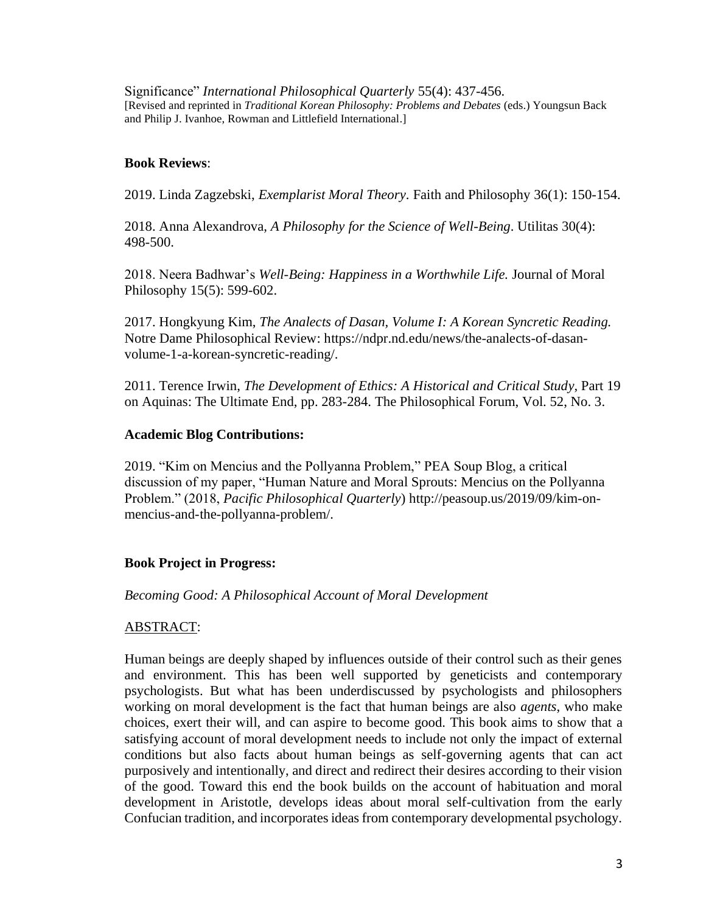Significance" *International Philosophical Quarterly* 55(4): 437-456.
[Revised and reprinted in *Traditional Korean Philosophy: Problems and Debates* (eds.) Youngsun Back and Philip J. Ivanhoe, Rowman and Littlefield International.]

**Book Reviews**:

2019. Linda Zagzebski, *Exemplarist Moral Theory*. Faith and Philosophy 36(1): 150-154.

2018. Anna Alexandrova, *A Philosophy for the Science of Well-Being*. Utilitas 30(4): 498-500.

2018. Neera Badhwar's *Well-Being: Happiness in a Worthwhile Life.* Journal of Moral Philosophy 15(5): 599-602.

2017. Hongkyung Kim, *The Analects of Dasan, Volume I: A Korean Syncretic Reading.* Notre Dame Philosophical Review: https://ndpr.nd.edu/news/the-analects-of-dasan-volume-1-a-korean-syncretic-reading/.

2011. Terence Irwin, *The Development of Ethics: A Historical and Critical Study*, Part 19 on Aquinas: The Ultimate End, pp. 283-284. The Philosophical Forum, Vol. 52, No. 3.

**Academic Blog Contributions:**

2019. "Kim on Mencius and the Pollyanna Problem," PEA Soup Blog, a critical discussion of my paper, "Human Nature and Moral Sprouts: Mencius on the Pollyanna Problem." (2018, *Pacific Philosophical Quarterly*) http://peasoup.us/2019/09/kim-on-mencius-and-the-pollyanna-problem/.

**Book Project in Progress:**

*Becoming Good: A Philosophical Account of Moral Development*

ABSTRACT:

Human beings are deeply shaped by influences outside of their control such as their genes and environment. This has been well supported by geneticists and contemporary psychologists. But what has been underdiscussed by psychologists and philosophers working on moral development is the fact that human beings are also *agents*, who make choices, exert their will, and can aspire to become good. This book aims to show that a satisfying account of moral development needs to include not only the impact of external conditions but also facts about human beings as self-governing agents that can act purposively and intentionally, and direct and redirect their desires according to their vision of the good. Toward this end the book builds on the account of habituation and moral development in Aristotle, develops ideas about moral self-cultivation from the early Confucian tradition, and incorporates ideas from contemporary developmental psychology.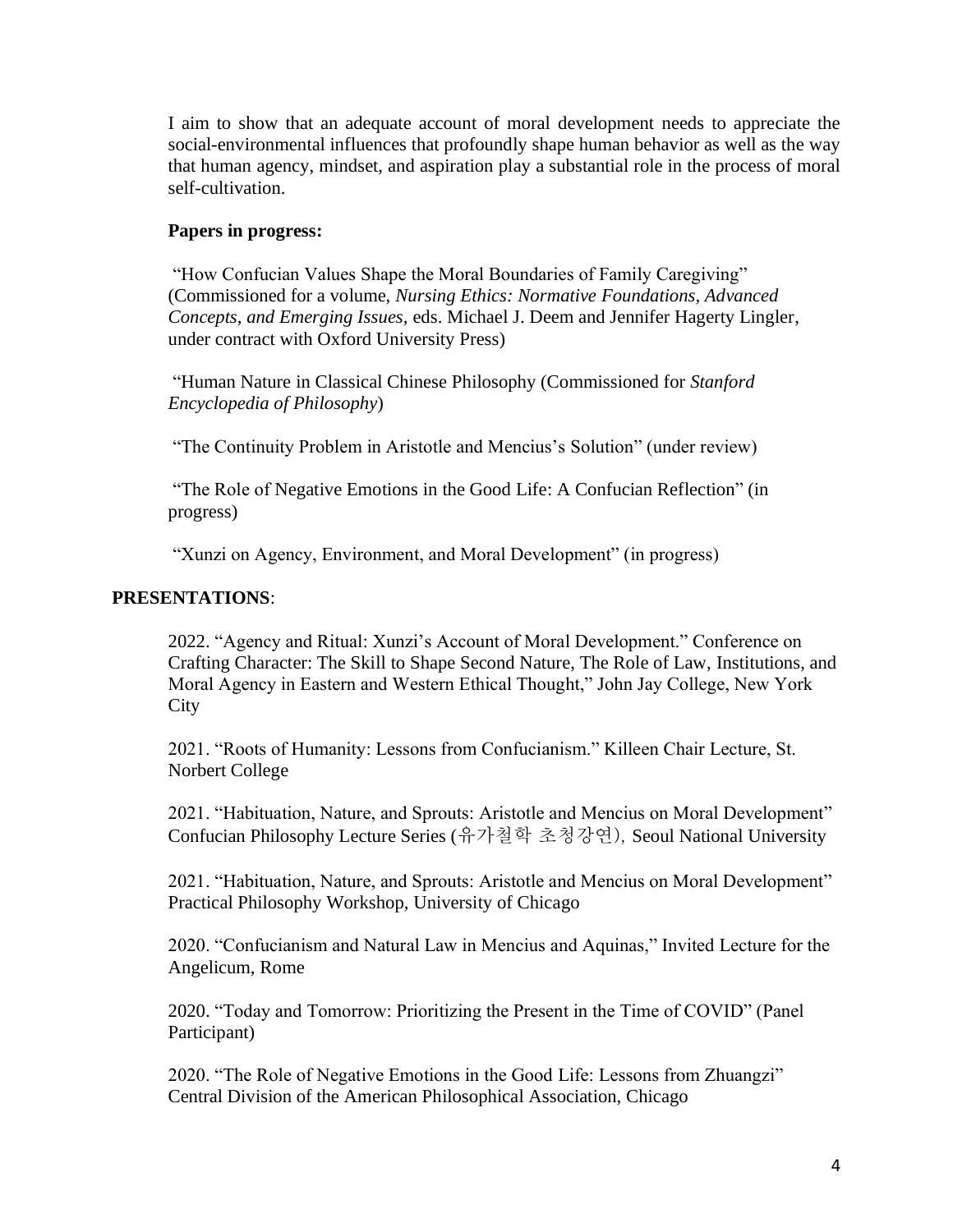I aim to show that an adequate account of moral development needs to appreciate the social-environmental influences that profoundly shape human behavior as well as the way that human agency, mindset, and aspiration play a substantial role in the process of moral self-cultivation.

**Papers in progress:**

"How Confucian Values Shape the Moral Boundaries of Family Caregiving" (Commissioned for a volume, *Nursing Ethics: Normative Foundations, Advanced Concepts, and Emerging Issues,* eds. Michael J. Deem and Jennifer Hagerty Lingler, under contract with Oxford University Press)

"Human Nature in Classical Chinese Philosophy (Commissioned for *Stanford Encyclopedia of Philosophy*)

"The Continuity Problem in Aristotle and Mencius's Solution" (under review)

"The Role of Negative Emotions in the Good Life: A Confucian Reflection" (in progress)

"Xunzi on Agency, Environment, and Moral Development" (in progress)

## PRESENTATIONS:

2022. "Agency and Ritual: Xunzi's Account of Moral Development." Conference on Crafting Character: The Skill to Shape Second Nature, The Role of Law, Institutions, and Moral Agency in Eastern and Western Ethical Thought," John Jay College, New York City

2021. "Roots of Humanity: Lessons from Confucianism." Killeen Chair Lecture, St. Norbert College

2021. "Habituation, Nature, and Sprouts: Aristotle and Mencius on Moral Development" Confucian Philosophy Lecture Series (유가철학 초청강연), Seoul National University

2021. "Habituation, Nature, and Sprouts: Aristotle and Mencius on Moral Development" Practical Philosophy Workshop, University of Chicago

2020. "Confucianism and Natural Law in Mencius and Aquinas," Invited Lecture for the Angelicum, Rome

2020. "Today and Tomorrow: Prioritizing the Present in the Time of COVID" (Panel Participant)

2020. "The Role of Negative Emotions in the Good Life: Lessons from Zhuangzi" Central Division of the American Philosophical Association, Chicago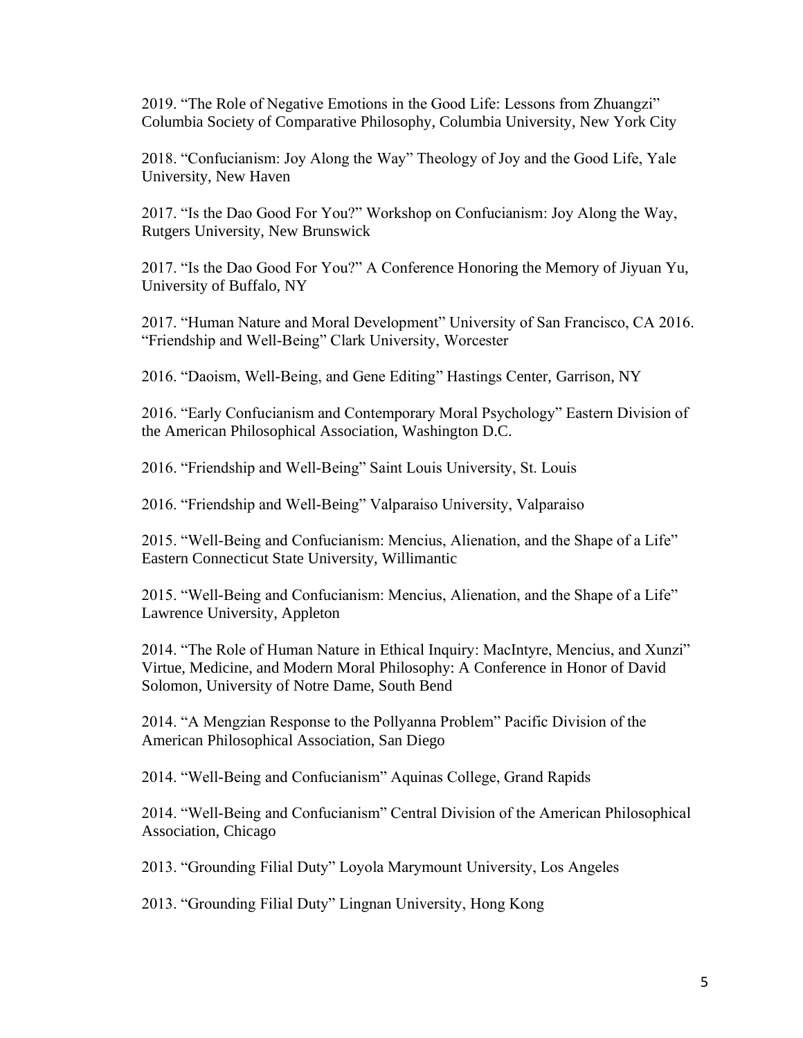2019. "The Role of Negative Emotions in the Good Life: Lessons from Zhuangzi" Columbia Society of Comparative Philosophy, Columbia University, New York City

2018. "Confucianism: Joy Along the Way" Theology of Joy and the Good Life, Yale University, New Haven

2017. "Is the Dao Good For You?" Workshop on Confucianism: Joy Along the Way, Rutgers University, New Brunswick

2017. "Is the Dao Good For You?" A Conference Honoring the Memory of Jiyuan Yu, University of Buffalo, NY

2017. "Human Nature and Moral Development" University of San Francisco, CA 2016. "Friendship and Well-Being" Clark University, Worcester

2016. "Daoism, Well-Being, and Gene Editing" Hastings Center, Garrison, NY

2016. "Early Confucianism and Contemporary Moral Psychology" Eastern Division of the American Philosophical Association, Washington D.C.

2016. "Friendship and Well-Being" Saint Louis University, St. Louis

2016. "Friendship and Well-Being" Valparaiso University, Valparaiso

2015. "Well-Being and Confucianism: Mencius, Alienation, and the Shape of a Life" Eastern Connecticut State University, Willimantic

2015. "Well-Being and Confucianism: Mencius, Alienation, and the Shape of a Life" Lawrence University, Appleton

2014. "The Role of Human Nature in Ethical Inquiry: MacIntyre, Mencius, and Xunzi" Virtue, Medicine, and Modern Moral Philosophy: A Conference in Honor of David Solomon, University of Notre Dame, South Bend

2014. "A Mengzian Response to the Pollyanna Problem" Pacific Division of the American Philosophical Association, San Diego

2014. "Well-Being and Confucianism" Aquinas College, Grand Rapids

2014. "Well-Being and Confucianism" Central Division of the American Philosophical Association, Chicago

2013. "Grounding Filial Duty" Loyola Marymount University, Los Angeles

2013. "Grounding Filial Duty" Lingnan University, Hong Kong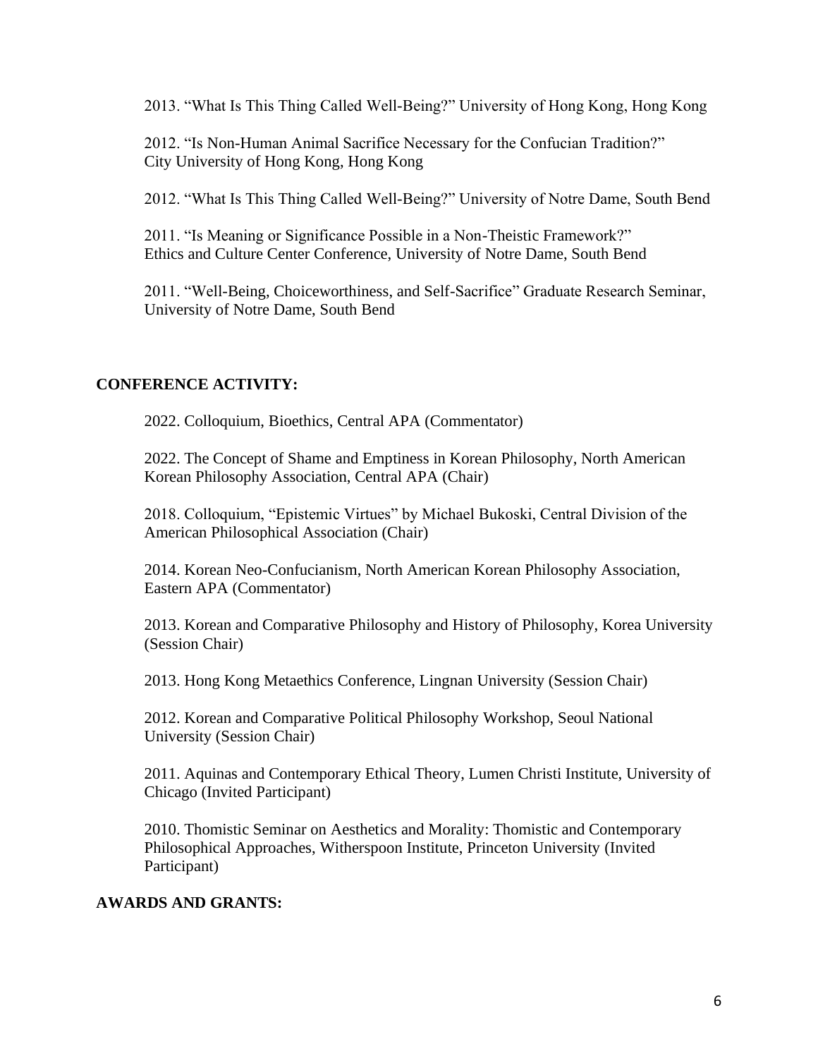2013. "What Is This Thing Called Well-Being?" University of Hong Kong, Hong Kong

2012. "Is Non-Human Animal Sacrifice Necessary for the Confucian Tradition?" City University of Hong Kong, Hong Kong

2012. "What Is This Thing Called Well-Being?" University of Notre Dame, South Bend

2011. "Is Meaning or Significance Possible in a Non-Theistic Framework?" Ethics and Culture Center Conference, University of Notre Dame, South Bend

2011. "Well-Being, Choiceworthiness, and Self-Sacrifice" Graduate Research Seminar, University of Notre Dame, South Bend

## CONFERENCE ACTIVITY:

2022. Colloquium, Bioethics, Central APA (Commentator)

2022. The Concept of Shame and Emptiness in Korean Philosophy, North American Korean Philosophy Association, Central APA (Chair)

2018. Colloquium, "Epistemic Virtues" by Michael Bukoski, Central Division of the American Philosophical Association (Chair)

2014. Korean Neo-Confucianism, North American Korean Philosophy Association, Eastern APA (Commentator)

2013. Korean and Comparative Philosophy and History of Philosophy, Korea University (Session Chair)

2013. Hong Kong Metaethics Conference, Lingnan University (Session Chair)

2012. Korean and Comparative Political Philosophy Workshop, Seoul National University (Session Chair)

2011. Aquinas and Contemporary Ethical Theory, Lumen Christi Institute, University of Chicago (Invited Participant)

2010. Thomistic Seminar on Aesthetics and Morality: Thomistic and Contemporary Philosophical Approaches, Witherspoon Institute, Princeton University (Invited Participant)

## AWARDS AND GRANTS: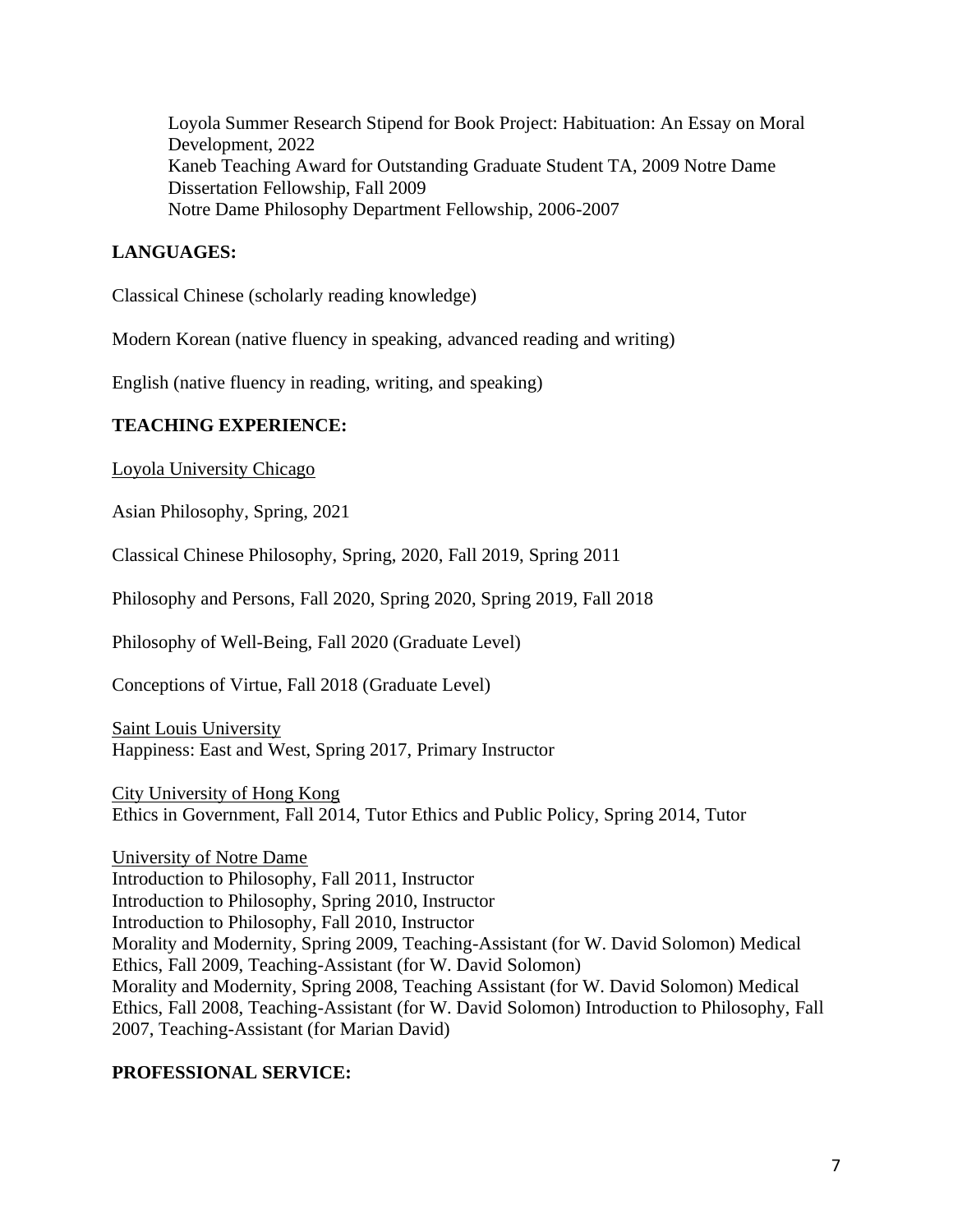Loyola Summer Research Stipend for Book Project: Habituation: An Essay on Moral Development, 2022
Kaneb Teaching Award for Outstanding Graduate Student TA, 2009 Notre Dame Dissertation Fellowship, Fall 2009
Notre Dame Philosophy Department Fellowship, 2006-2007

**LANGUAGES:**

Classical Chinese (scholarly reading knowledge)

Modern Korean (native fluency in speaking, advanced reading and writing)

English (native fluency in reading, writing, and speaking)

**TEACHING EXPERIENCE:**

Loyola University Chicago

Asian Philosophy, Spring, 2021

Classical Chinese Philosophy, Spring, 2020, Fall 2019, Spring 2011

Philosophy and Persons, Fall 2020, Spring 2020, Spring 2019, Fall 2018

Philosophy of Well-Being, Fall 2020 (Graduate Level)

Conceptions of Virtue, Fall 2018 (Graduate Level)

Saint Louis University
Happiness: East and West, Spring 2017, Primary Instructor

City University of Hong Kong
Ethics in Government, Fall 2014, Tutor Ethics and Public Policy, Spring 2014, Tutor

University of Notre Dame
Introduction to Philosophy, Fall 2011, Instructor
Introduction to Philosophy, Spring 2010, Instructor
Introduction to Philosophy, Fall 2010, Instructor
Morality and Modernity, Spring 2009, Teaching-Assistant (for W. David Solomon) Medical Ethics, Fall 2009, Teaching-Assistant (for W. David Solomon)
Morality and Modernity, Spring 2008, Teaching Assistant (for W. David Solomon) Medical Ethics, Fall 2008, Teaching-Assistant (for W. David Solomon) Introduction to Philosophy, Fall 2007, Teaching-Assistant (for Marian David)

**PROFESSIONAL SERVICE:**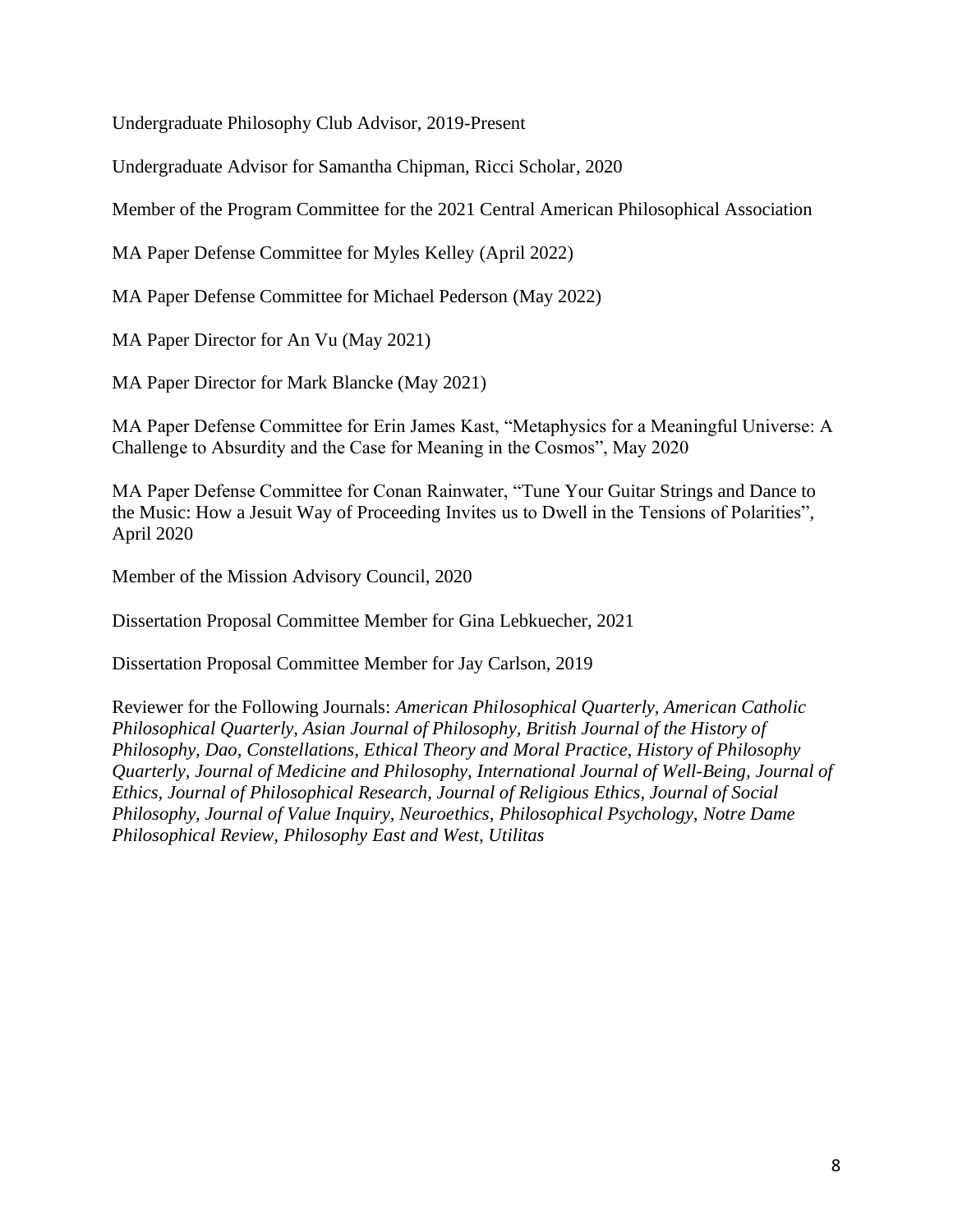Undergraduate Philosophy Club Advisor, 2019-Present

Undergraduate Advisor for Samantha Chipman, Ricci Scholar, 2020

Member of the Program Committee for the 2021 Central American Philosophical Association

MA Paper Defense Committee for Myles Kelley (April 2022)

MA Paper Defense Committee for Michael Pederson (May 2022)

MA Paper Director for An Vu (May 2021)

MA Paper Director for Mark Blancke (May 2021)

MA Paper Defense Committee for Erin James Kast, "Metaphysics for a Meaningful Universe: A Challenge to Absurdity and the Case for Meaning in the Cosmos", May 2020

MA Paper Defense Committee for Conan Rainwater, "Tune Your Guitar Strings and Dance to the Music: How a Jesuit Way of Proceeding Invites us to Dwell in the Tensions of Polarities", April 2020

Member of the Mission Advisory Council, 2020

Dissertation Proposal Committee Member for Gina Lebkuecher, 2021

Dissertation Proposal Committee Member for Jay Carlson, 2019

Reviewer for the Following Journals: *American Philosophical Quarterly, American Catholic Philosophical Quarterly, Asian Journal of Philosophy, British Journal of the History of Philosophy, Dao, Constellations, Ethical Theory and Moral Practice, History of Philosophy Quarterly, Journal of Medicine and Philosophy, International Journal of Well-Being, Journal of Ethics, Journal of Philosophical Research, Journal of Religious Ethics, Journal of Social Philosophy, Journal of Value Inquiry, Neuroethics, Philosophical Psychology, Notre Dame Philosophical Review, Philosophy East and West, Utilitas*